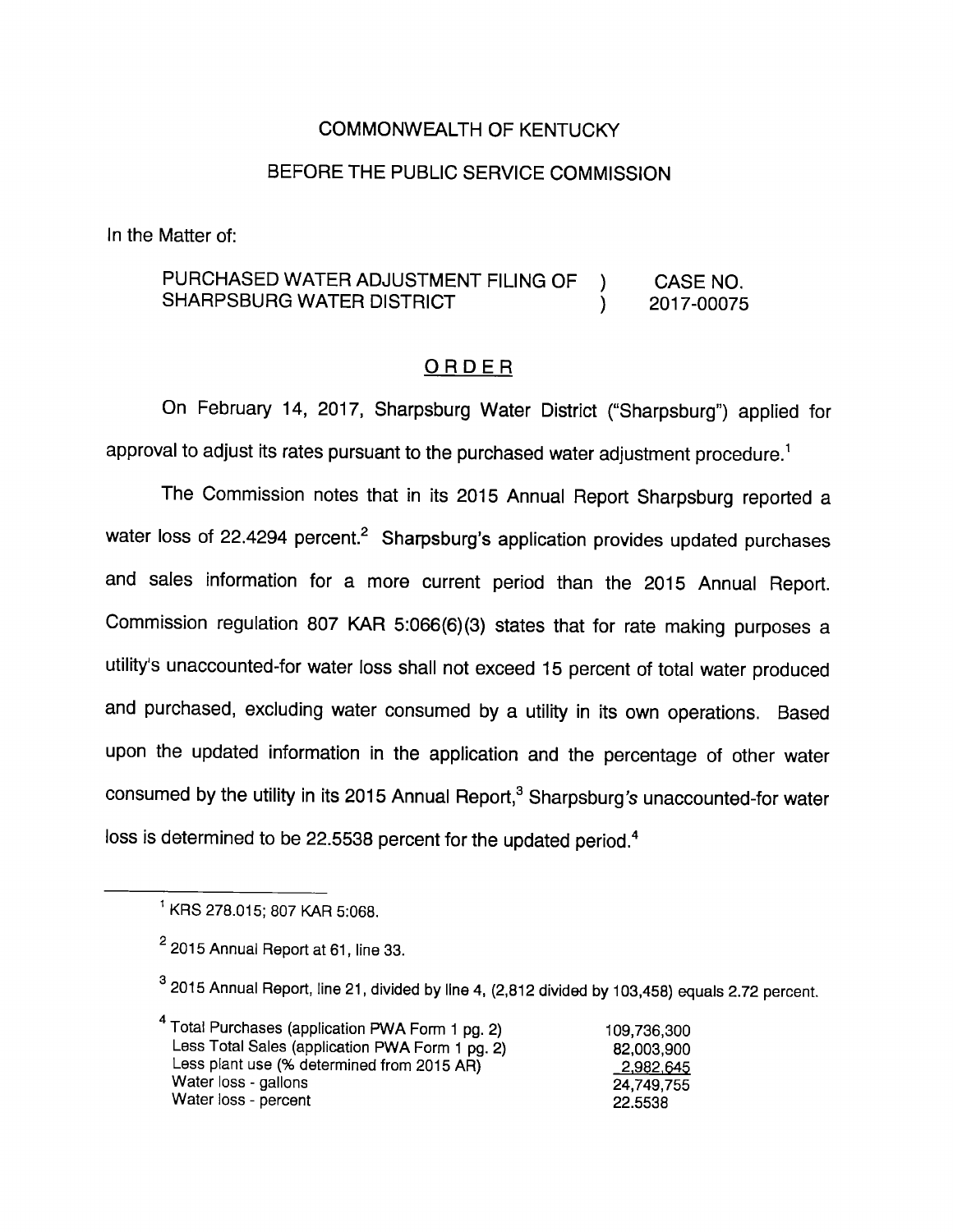COMMONWEALTH OF KENTUCKY

BEFORE THE PUBLIC SERVICE COMMISSION

In the Matter of:

| | | |
|---|---|---|
| PURCHASED WATER ADJUSTMENT FILING OF SHARPSBURG WATER DISTRICT | ) ) | CASE NO. 2017-00075 |

## ORDER

On February 14, 2017, Sharpsburg Water District ("Sharpsburg") applied for approval to adjust its rates pursuant to the purchased water adjustment procedure.[1]

The Commission notes that in its 2015 Annual Report Sharpsburg reported a water loss of 22.4294 percent.[2] Sharpsburg's application provides updated purchases and sales information for a more current period than the 2015 Annual Report. Commission regulation 807 KAR 5:066(6)(3) states that for rate making purposes a utility's unaccounted-for water loss shall not exceed 15 percent of total water produced and purchased, excluding water consumed by a utility in its own operations. Based upon the updated information in the application and the percentage of other water consumed by the utility in its 2015 Annual Report,[3] Sharpsburg's unaccounted-for water loss is determined to be 22.5538 percent for the updated period.[4]

---

[1] KRS 278.015; 807 KAR 5:068.

[2] 2015 Annual Report at 61, line 33.

[3] 2015 Annual Report, line 21, divided by line 4, (2,812 divided by 103,458) equals 2.72 percent.

[4]

| | |
|---|---|
| Total Purchases (application PWA Form 1 pg. 2) | 109,736,300 |
| Less Total Sales (application PWA Form 1 pg. 2) | 82,003,900 |
| Less plant use (% determined from 2015 AR) | 2,982,645 |
| Water loss - gallons | 24,749,755 |
| Water loss - percent | 22.5538 |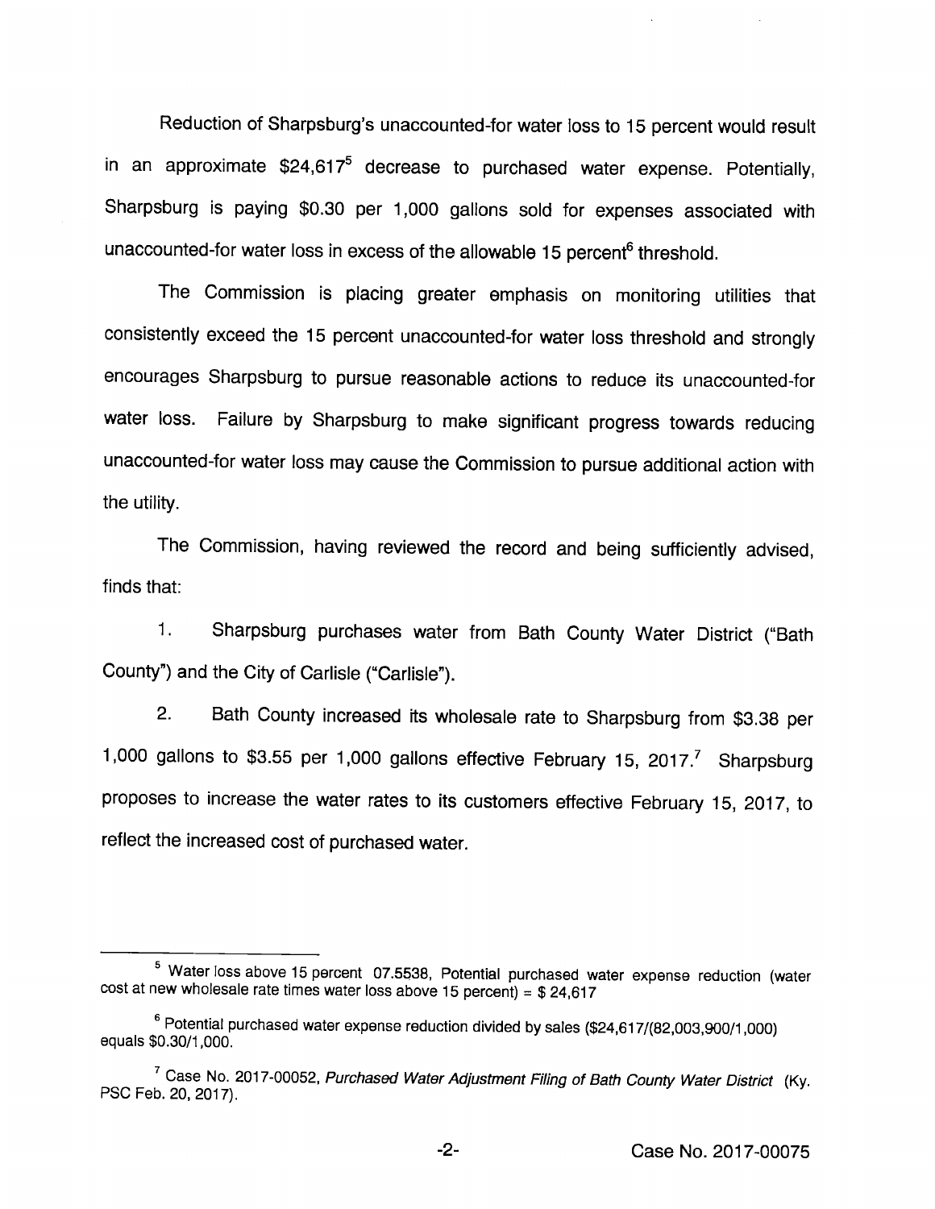Reduction of Sharpsburg's unaccounted-for water loss to 15 percent would result in an approximate $24,617[5] decrease to purchased water expense. Potentially, Sharpsburg is paying $0.30 per 1,000 gallons sold for expenses associated with unaccounted-for water loss in excess of the allowable 15 percent[6] threshold.

The Commission is placing greater emphasis on monitoring utilities that consistently exceed the 15 percent unaccounted-for water loss threshold and strongly encourages Sharpsburg to pursue reasonable actions to reduce its unaccounted-for water loss. Failure by Sharpsburg to make significant progress towards reducing unaccounted-for water loss may cause the Commission to pursue additional action with the utility.

The Commission, having reviewed the record and being sufficiently advised, finds that:

1. Sharpsburg purchases water from Bath County Water District ("Bath County") and the City of Carlisle ("Carlisle").

2. Bath County increased its wholesale rate to Sharpsburg from $3.38 per 1,000 gallons to $3.55 per 1,000 gallons effective February 15, 2017.[7] Sharpsburg proposes to increase the water rates to its customers effective February 15, 2017, to reflect the increased cost of purchased water.

---

[5] Water loss above 15 percent 07.5538, Potential purchased water expense reduction (water cost at new wholesale rate times water loss above 15 percent) = $ 24,617

[6] Potential purchased water expense reduction divided by sales ($24,617/(82,003,900/1,000) equals $0.30/1,000.

[7] Case No. 2017-00052, *Purchased Water Adjustment Filing of Bath County Water District* (Ky. PSC Feb. 20, 2017).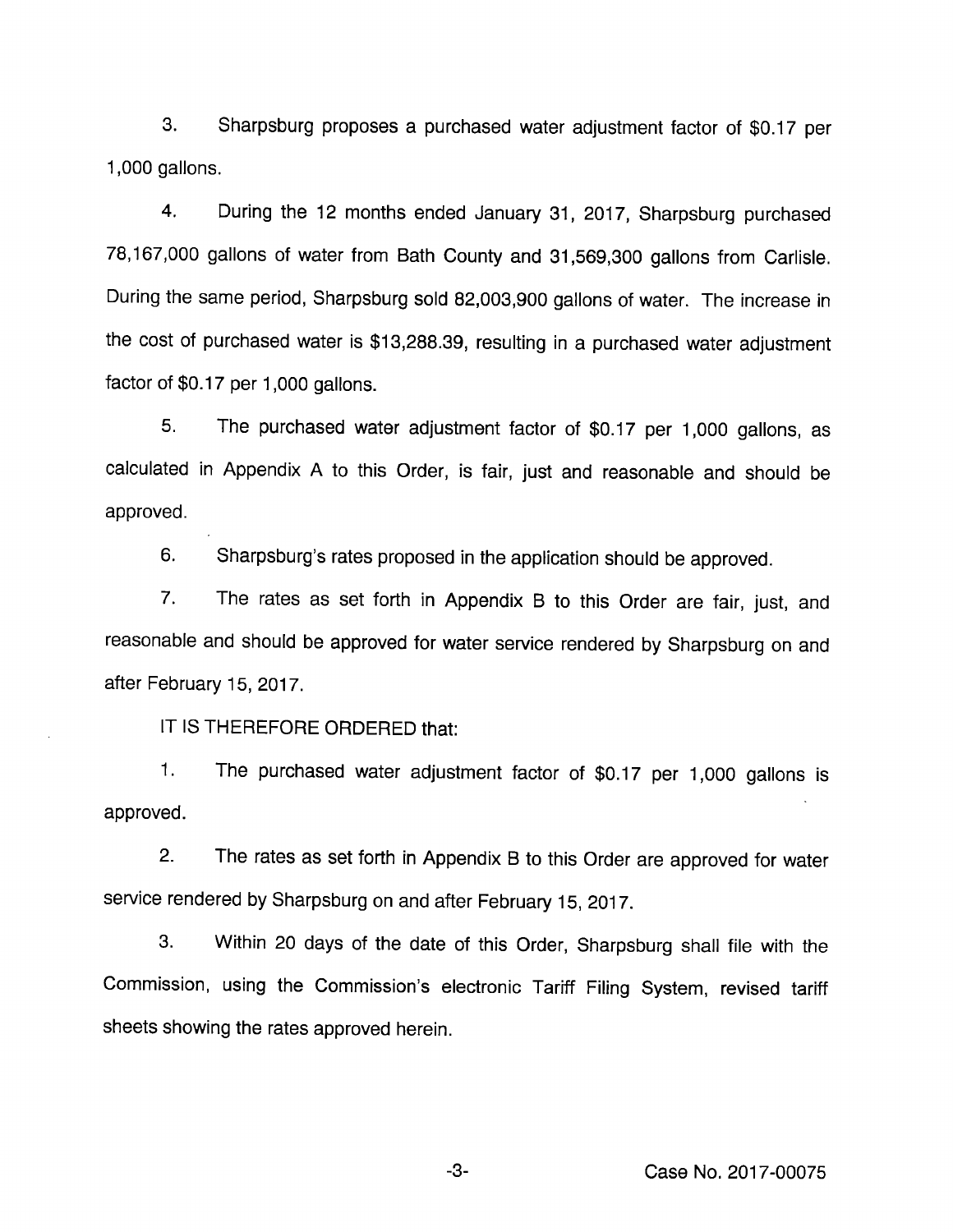3. Sharpsburg proposes a purchased water adjustment factor of $0.17 per 1,000 gallons.

4. During the 12 months ended January 31, 2017, Sharpsburg purchased 78,167,000 gallons of water from Bath County and 31,569,300 gallons from Carlisle. During the same period, Sharpsburg sold 82,003,900 gallons of water. The increase in the cost of purchased water is $13,288.39, resulting in a purchased water adjustment factor of $0.17 per 1,000 gallons.

5. The purchased water adjustment factor of $0.17 per 1,000 gallons, as calculated in Appendix A to this Order, is fair, just and reasonable and should be approved.

6. Sharpsburg's rates proposed in the application should be approved.

7. The rates as set forth in Appendix B to this Order are fair, just, and reasonable and should be approved for water service rendered by Sharpsburg on and after February 15, 2017.

IT IS THEREFORE ORDERED that:

1. The purchased water adjustment factor of $0.17 per 1,000 gallons is approved.

2. The rates as set forth in Appendix B to this Order are approved for water service rendered by Sharpsburg on and after February 15, 2017.

3. Within 20 days of the date of this Order, Sharpsburg shall file with the Commission, using the Commission's electronic Tariff Filing System, revised tariff sheets showing the rates approved herein.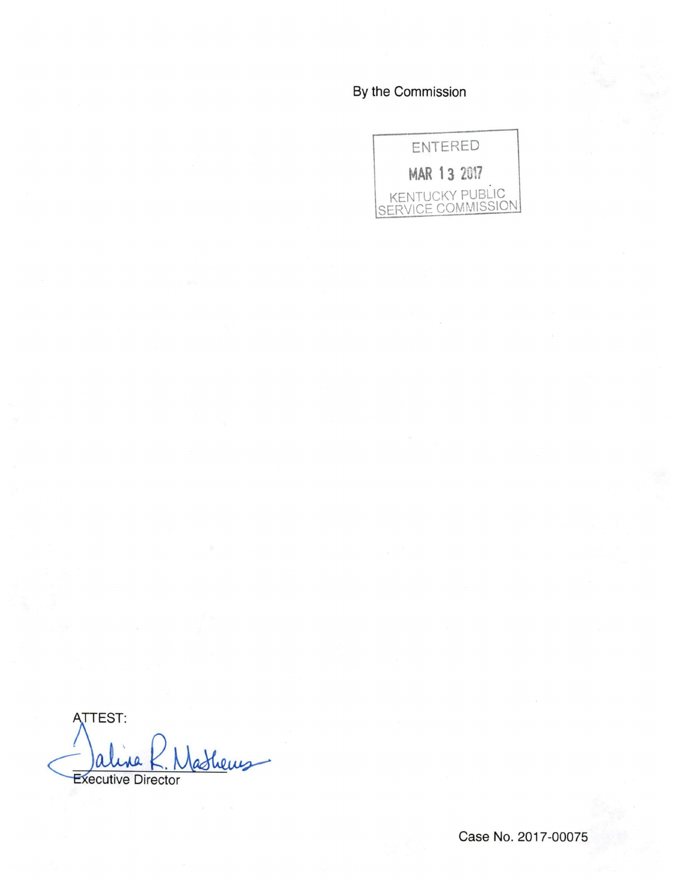By the Commission

ENTERED

MAR 13 2017

KENTUCKY PUBLIC SERVICE COMMISSION

ATTEST:

Executive Director

Case No. 2017-00075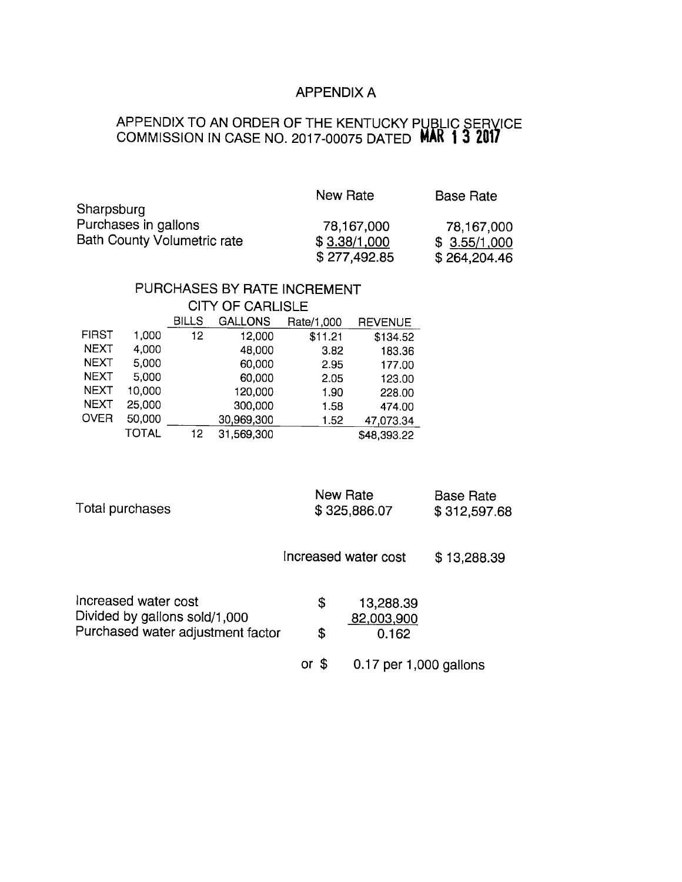# APPENDIX A

## APPENDIX TO AN ORDER OF THE KENTUCKY PUBLIC SERVICE COMMISSION IN CASE NO. 2017-00075 DATED MAR 13 2017

| | New Rate | Base Rate |
|---|---|---|
| Sharpsburg | | |
| Purchases in gallons | 78,167,000 | 78,167,000 |
| Bath County Volumetric rate | $ 3.38/1,000 | $ 3.55/1,000 |
| | $ 277,492.85 | $ 264,204.46 |

### PURCHASES BY RATE INCREMENT

CITY OF CARLISLE

| | | BILLS | GALLONS | Rate/1,000 | REVENUE |
|---|---|---|---|---|---|
| FIRST | 1,000 | 12 | 12,000 | $11.21 | $134.52 |
| NEXT | 4,000 | | 48,000 | 3.82 | 183.36 |
| NEXT | 5,000 | | 60,000 | 2.95 | 177.00 |
| NEXT | 5,000 | | 60,000 | 2.05 | 123.00 |
| NEXT | 10,000 | | 120,000 | 1.90 | 228.00 |
| NEXT | 25,000 | | 300,000 | 1.58 | 474.00 |
| OVER | 50,000 | | 30,969,300 | 1.52 | 47,073.34 |
| | TOTAL | 12 | 31,569,300 | | $48,393.22 |

| | New Rate | Base Rate |
|---|---|---|
| Total purchases | $ 325,886.07 | $ 312,597.68 |

Increased water cost $ 13,288.39

| | | |
|---|---|---|
| Increased water cost | $ | 13,288.39 |
| Divided by gallons sold/1,000 | | 82,003,900 |
| Purchased water adjustment factor | $ | 0.162 |

or $ 0.17 per 1,000 gallons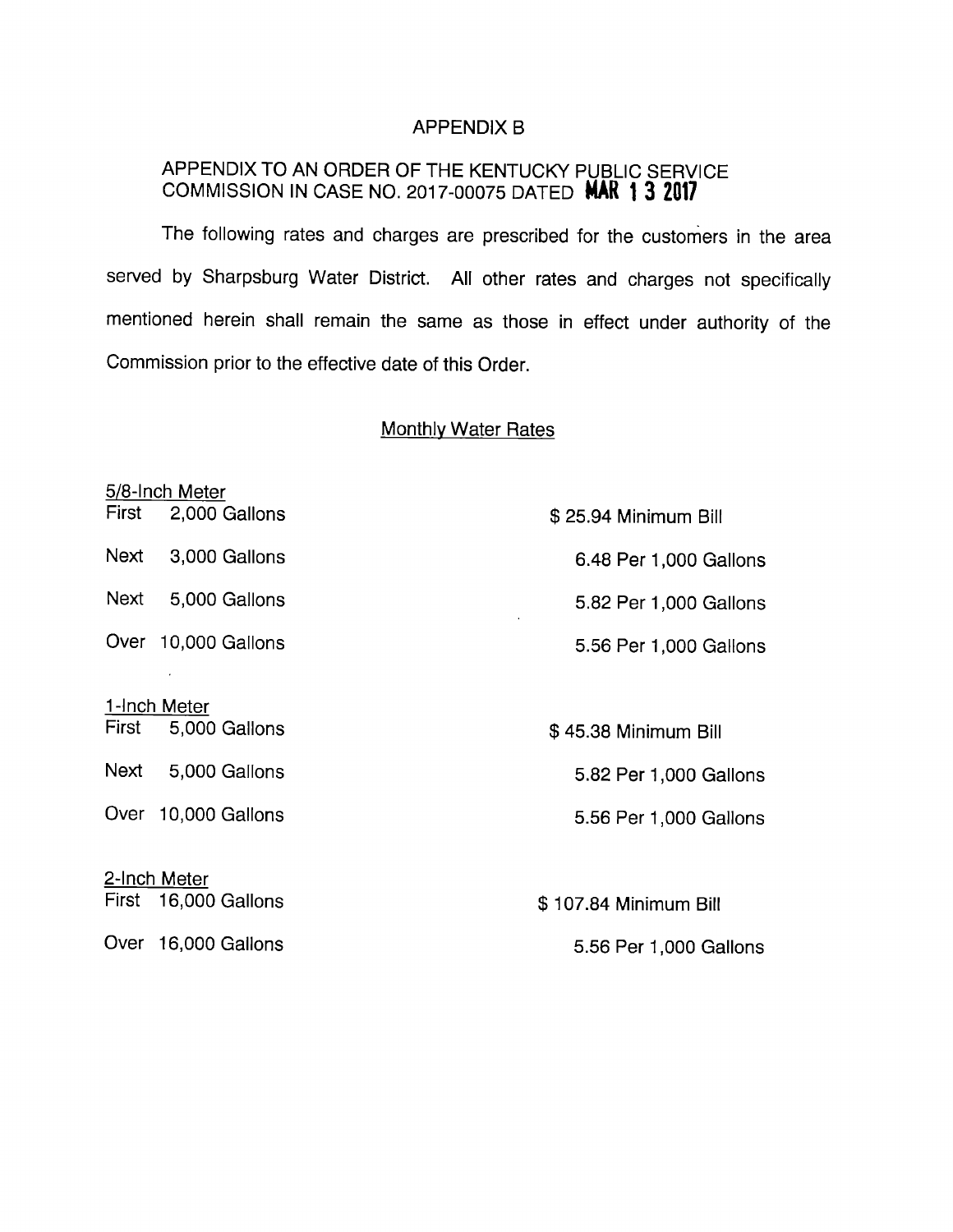# APPENDIX B

## APPENDIX TO AN ORDER OF THE KENTUCKY PUBLIC SERVICE COMMISSION IN CASE NO. 2017-00075 DATED MAR 13 2017

The following rates and charges are prescribed for the customers in the area served by Sharpsburg Water District. All other rates and charges not specifically mentioned herein shall remain the same as those in effect under authority of the Commission prior to the effective date of this Order.

### Monthly Water Rates

| 5/8-Inch Meter | |
|---|---|
| First 2,000 Gallons | $ 25.94 Minimum Bill |
| Next 3,000 Gallons | 6.48 Per 1,000 Gallons |
| Next 5,000 Gallons | 5.82 Per 1,000 Gallons |
| Over 10,000 Gallons | 5.56 Per 1,000 Gallons |

| 1-Inch Meter | |
|---|---|
| First 5,000 Gallons | $ 45.38 Minimum Bill |
| Next 5,000 Gallons | 5.82 Per 1,000 Gallons |
| Over 10,000 Gallons | 5.56 Per 1,000 Gallons |

| 2-Inch Meter | |
|---|---|
| First 16,000 Gallons | $ 107.84 Minimum Bill |
| Over 16,000 Gallons | 5.56 Per 1,000 Gallons |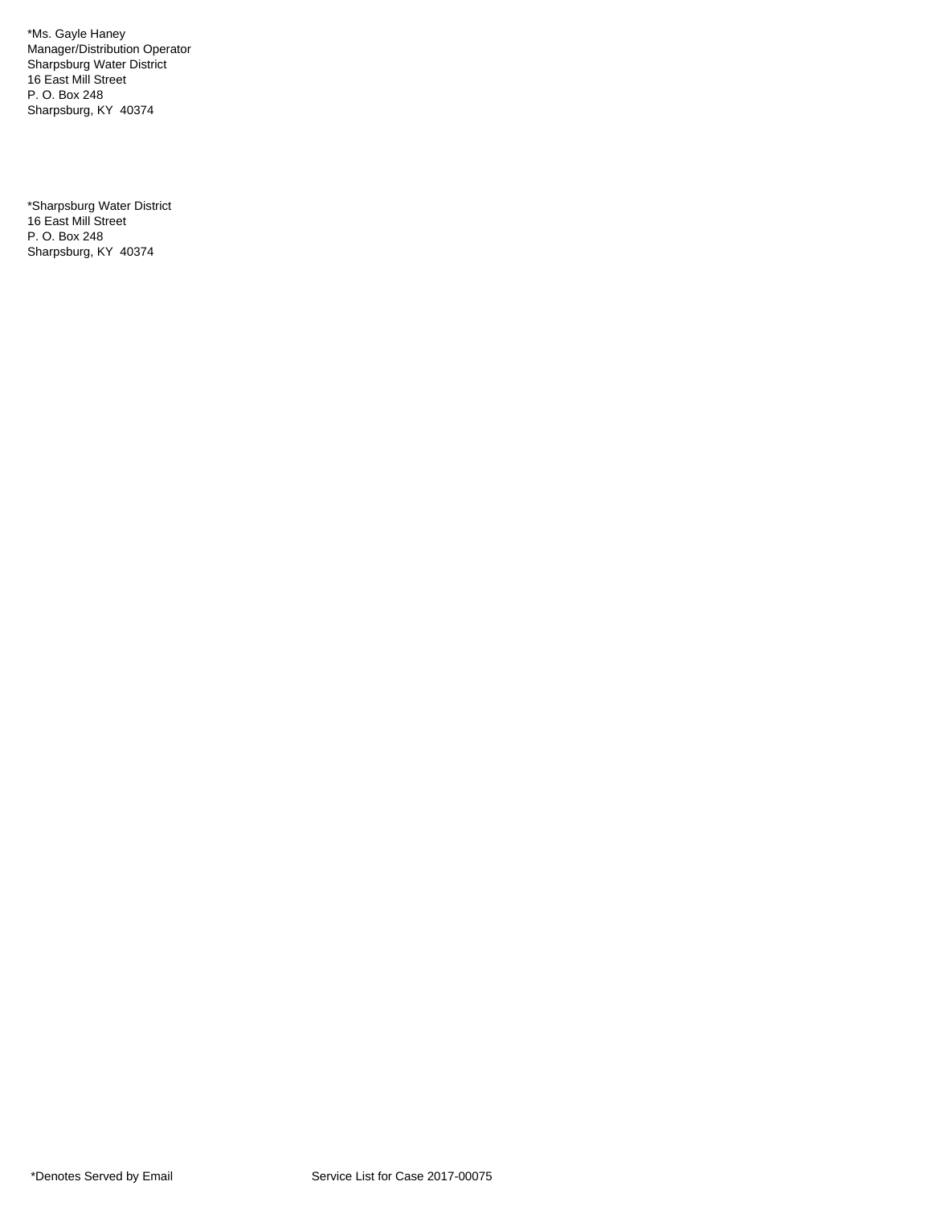*Ms. Gayle Haney
Manager/Distribution Operator
Sharpsburg Water District
16 East Mill Street
P. O. Box 248
Sharpsburg, KY  40374

*Sharpsburg Water District
16 East Mill Street
P. O. Box 248
Sharpsburg, KY  40374

*Denotes Served by Email

Service List for Case 2017-00075